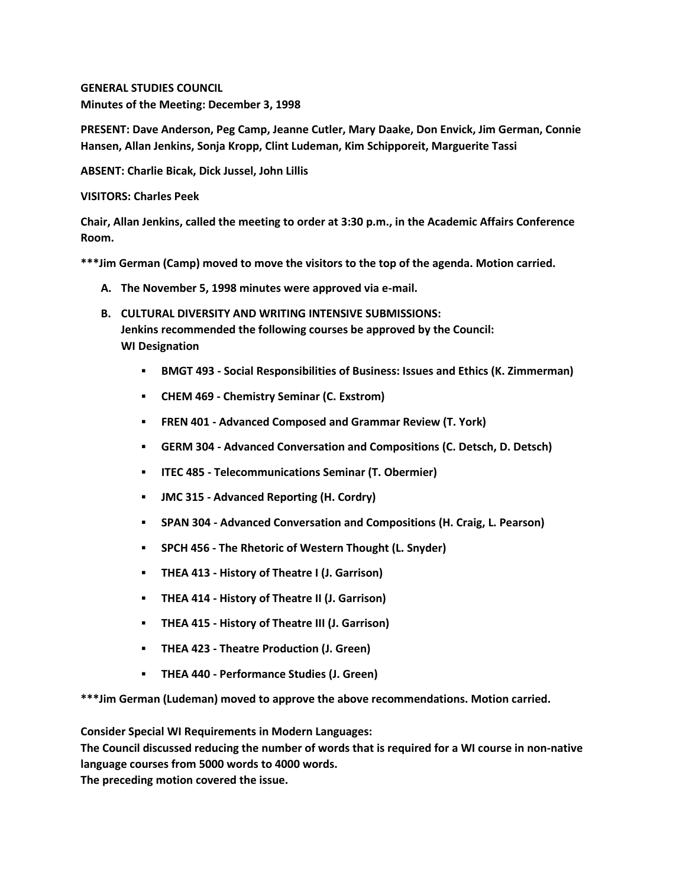**GENERAL STUDIES COUNCIL**
**Minutes of the Meeting: December 3, 1998**

**PRESENT: Dave Anderson, Peg Camp, Jeanne Cutler, Mary Daake, Don Envick, Jim German, Connie Hansen, Allan Jenkins, Sonja Kropp, Clint Ludeman, Kim Schipporeit, Marguerite Tassi**

**ABSENT: Charlie Bicak, Dick Jussel, John Lillis**

**VISITORS: Charles Peek**

**Chair, Allan Jenkins, called the meeting to order at 3:30 p.m., in the Academic Affairs Conference Room.**

**\*\*\*Jim German (Camp) moved to move the visitors to the top of the agenda. Motion carried.**

A. **The November 5, 1998 minutes were approved via e-mail.**
B. **CULTURAL DIVERSITY AND WRITING INTENSIVE SUBMISSIONS:**
   **Jenkins recommended the following courses be approved by the Council:**
   **WI Designation**
   - **BMGT 493 - Social Responsibilities of Business: Issues and Ethics (K. Zimmerman)**
   - **CHEM 469 - Chemistry Seminar (C. Exstrom)**
   - **FREN 401 - Advanced Composed and Grammar Review (T. York)**
   - **GERM 304 - Advanced Conversation and Compositions (C. Detsch, D. Detsch)**
   - **ITEC 485 - Telecommunications Seminar (T. Obermier)**
   - **JMC 315 - Advanced Reporting (H. Cordry)**
   - **SPAN 304 - Advanced Conversation and Compositions (H. Craig, L. Pearson)**
   - **SPCH 456 - The Rhetoric of Western Thought (L. Snyder)**
   - **THEA 413 - History of Theatre I (J. Garrison)**
   - **THEA 414 - History of Theatre II (J. Garrison)**
   - **THEA 415 - History of Theatre III (J. Garrison)**
   - **THEA 423 - Theatre Production (J. Green)**
   - **THEA 440 - Performance Studies (J. Green)**

**\*\*\*Jim German (Ludeman) moved to approve the above recommendations. Motion carried.**

**Consider Special WI Requirements in Modern Languages:**
**The Council discussed reducing the number of words that is required for a WI course in non-native language courses from 5000 words to 4000 words.**
**The preceding motion covered the issue.**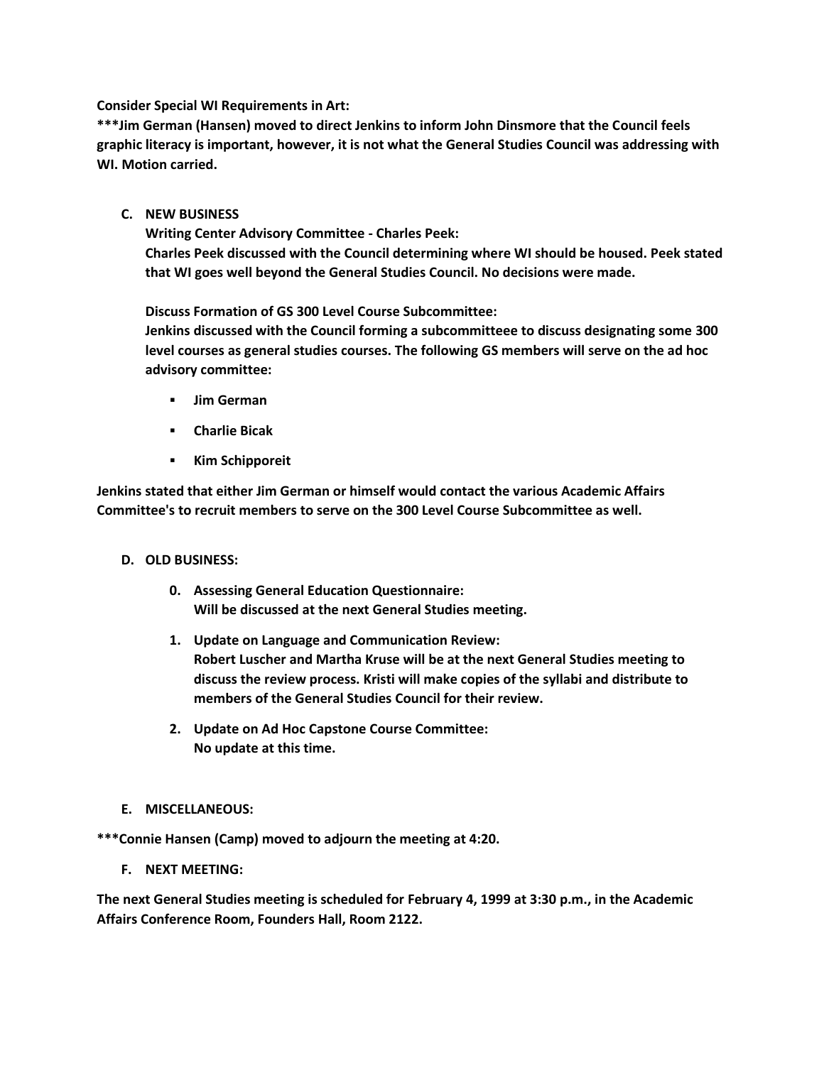**Consider Special WI Requirements in Art:**

**\*\*\*Jim German (Hansen) moved to direct Jenkins to inform John Dinsmore that the Council feels graphic literacy is important, however, it is not what the General Studies Council was addressing with WI. Motion carried.**

**C. NEW BUSINESS**

**Writing Center Advisory Committee - Charles Peek:**

**Charles Peek discussed with the Council determining where WI should be housed. Peek stated that WI goes well beyond the General Studies Council. No decisions were made.**

**Discuss Formation of GS 300 Level Course Subcommittee:**

**Jenkins discussed with the Council forming a subcommitteee to discuss designating some 300 level courses as general studies courses. The following GS members will serve on the ad hoc advisory committee:**

- **Jim German**
- **Charlie Bicak**
- **Kim Schipporeit**

**Jenkins stated that either Jim German or himself would contact the various Academic Affairs Committee's to recruit members to serve on the 300 Level Course Subcommittee as well.**

**D. OLD BUSINESS:**

0. **Assessing General Education Questionnaire:**
   **Will be discussed at the next General Studies meeting.**
1. **Update on Language and Communication Review:**
   **Robert Luscher and Martha Kruse will be at the next General Studies meeting to discuss the review process. Kristi will make copies of the syllabi and distribute to members of the General Studies Council for their review.**
2. **Update on Ad Hoc Capstone Course Committee:**
   **No update at this time.**

**E. MISCELLANEOUS:**

**\*\*\*Connie Hansen (Camp) moved to adjourn the meeting at 4:20.**

**F. NEXT MEETING:**

**The next General Studies meeting is scheduled for February 4, 1999 at 3:30 p.m., in the Academic Affairs Conference Room, Founders Hall, Room 2122.**